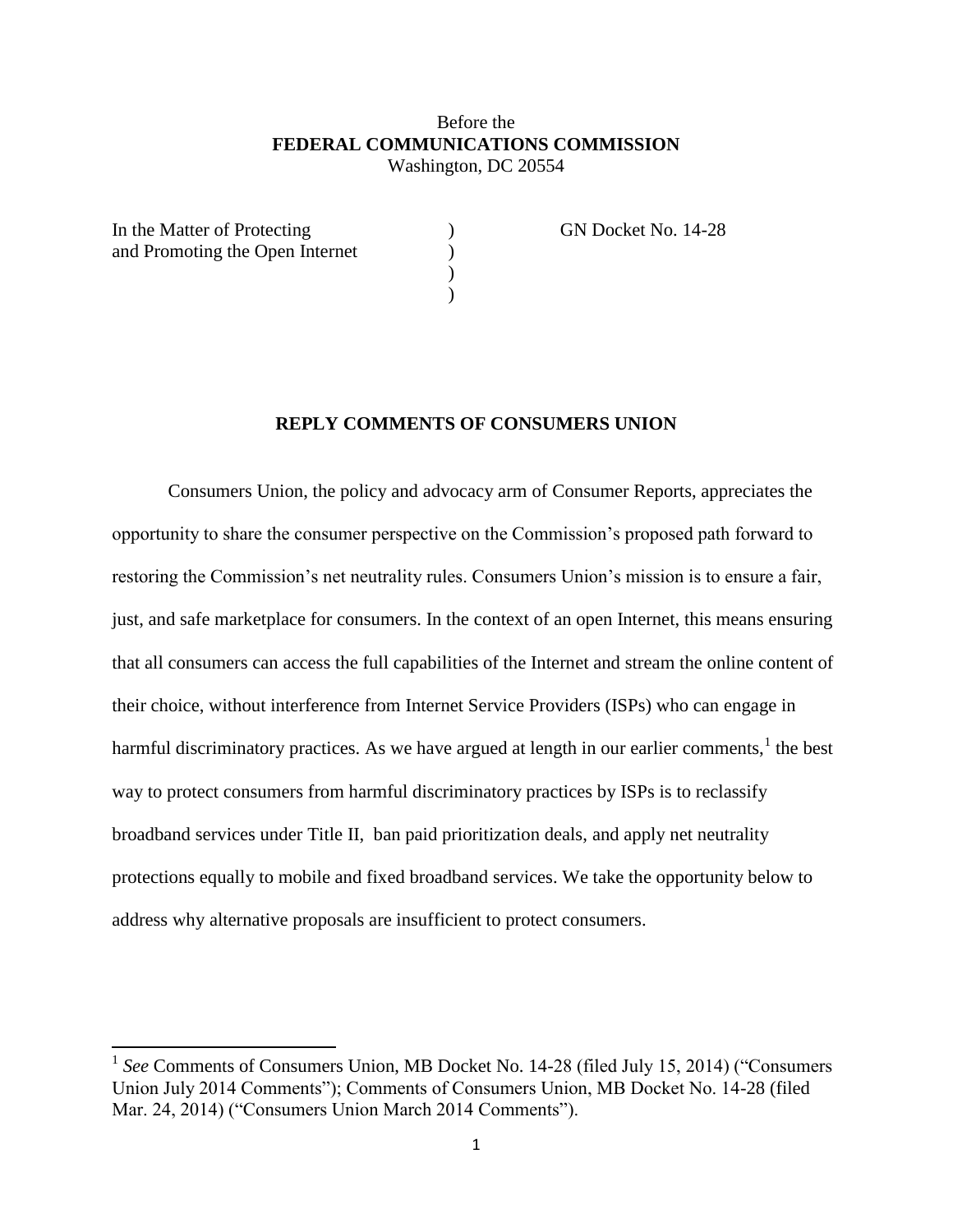Before the
**FEDERAL COMMUNICATIONS COMMISSION**
Washington, DC 20554

| | | |
|---|---|---|
| In the Matter of Protecting and Promoting the Open Internet | ) ) ) ) | GN Docket No. 14-28 |

**REPLY COMMENTS OF CONSUMERS UNION**

Consumers Union, the policy and advocacy arm of Consumer Reports, appreciates the opportunity to share the consumer perspective on the Commission's proposed path forward to restoring the Commission's net neutrality rules. Consumers Union's mission is to ensure a fair, just, and safe marketplace for consumers. In the context of an open Internet, this means ensuring that all consumers can access the full capabilities of the Internet and stream the online content of their choice, without interference from Internet Service Providers (ISPs) who can engage in harmful discriminatory practices. As we have argued at length in our earlier comments,[1] the best way to protect consumers from harmful discriminatory practices by ISPs is to reclassify broadband services under Title II, ban paid prioritization deals, and apply net neutrality protections equally to mobile and fixed broadband services. We take the opportunity below to address why alternative proposals are insufficient to protect consumers.

---

[1] *See* Comments of Consumers Union, MB Docket No. 14-28 (filed July 15, 2014) ("Consumers Union July 2014 Comments"); Comments of Consumers Union, MB Docket No. 14-28 (filed Mar. 24, 2014) ("Consumers Union March 2014 Comments").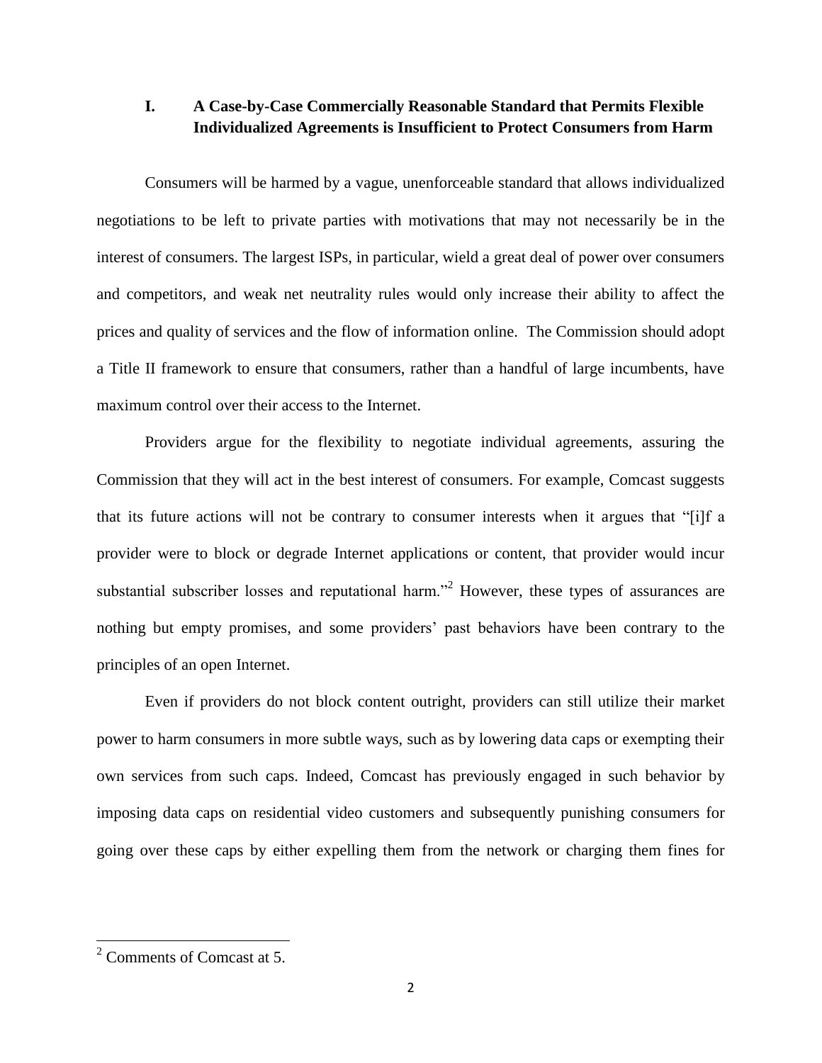## I. A Case-by-Case Commercially Reasonable Standard that Permits Flexible Individualized Agreements is Insufficient to Protect Consumers from Harm

Consumers will be harmed by a vague, unenforceable standard that allows individualized negotiations to be left to private parties with motivations that may not necessarily be in the interest of consumers. The largest ISPs, in particular, wield a great deal of power over consumers and competitors, and weak net neutrality rules would only increase their ability to affect the prices and quality of services and the flow of information online. The Commission should adopt a Title II framework to ensure that consumers, rather than a handful of large incumbents, have maximum control over their access to the Internet.

Providers argue for the flexibility to negotiate individual agreements, assuring the Commission that they will act in the best interest of consumers. For example, Comcast suggests that its future actions will not be contrary to consumer interests when it argues that "[i]f a provider were to block or degrade Internet applications or content, that provider would incur substantial subscriber losses and reputational harm."[2] However, these types of assurances are nothing but empty promises, and some providers' past behaviors have been contrary to the principles of an open Internet.

Even if providers do not block content outright, providers can still utilize their market power to harm consumers in more subtle ways, such as by lowering data caps or exempting their own services from such caps. Indeed, Comcast has previously engaged in such behavior by imposing data caps on residential video customers and subsequently punishing consumers for going over these caps by either expelling them from the network or charging them fines for

---

[2] Comments of Comcast at 5.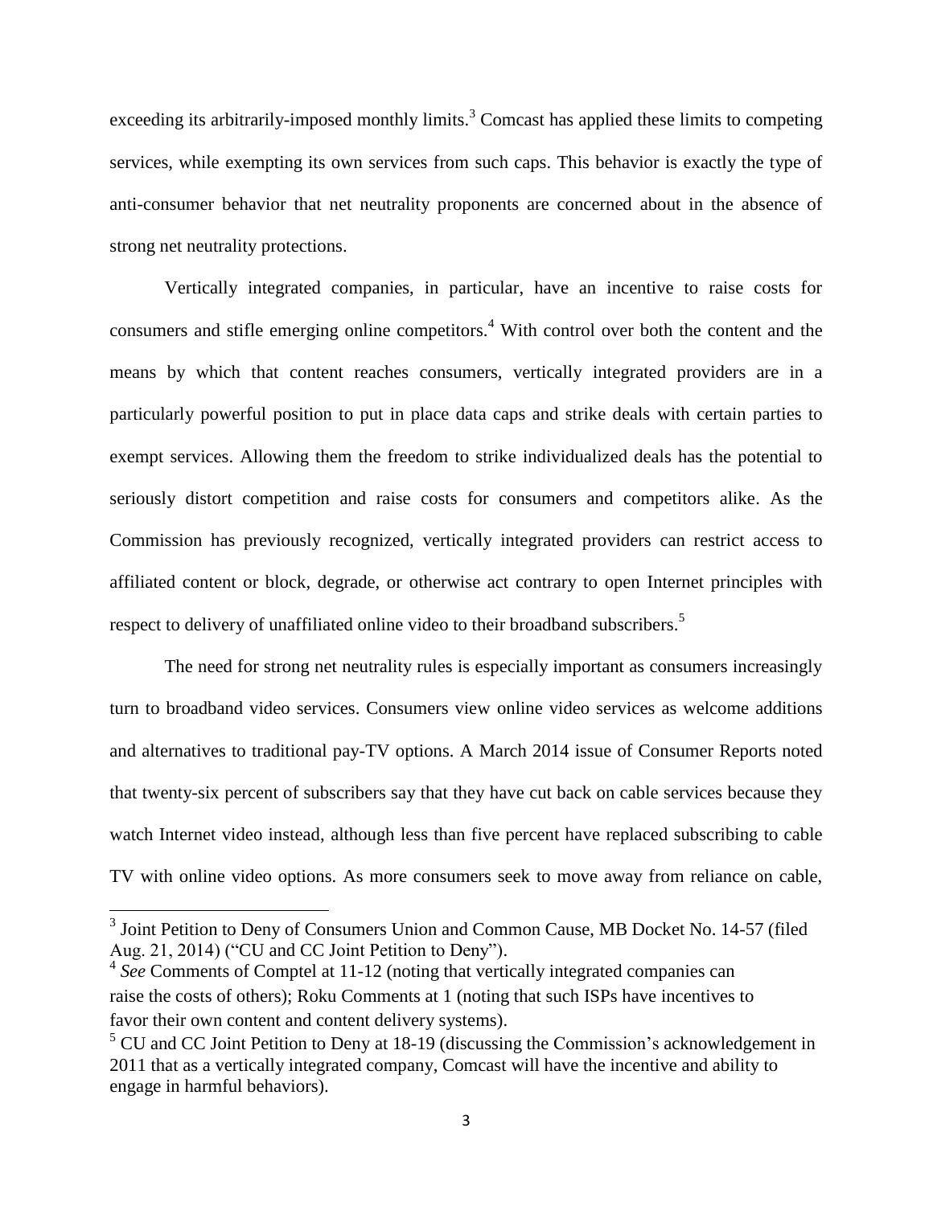exceeding its arbitrarily-imposed monthly limits.[3] Comcast has applied these limits to competing services, while exempting its own services from such caps. This behavior is exactly the type of anti-consumer behavior that net neutrality proponents are concerned about in the absence of strong net neutrality protections.

Vertically integrated companies, in particular, have an incentive to raise costs for consumers and stifle emerging online competitors.[4] With control over both the content and the means by which that content reaches consumers, vertically integrated providers are in a particularly powerful position to put in place data caps and strike deals with certain parties to exempt services. Allowing them the freedom to strike individualized deals has the potential to seriously distort competition and raise costs for consumers and competitors alike. As the Commission has previously recognized, vertically integrated providers can restrict access to affiliated content or block, degrade, or otherwise act contrary to open Internet principles with respect to delivery of unaffiliated online video to their broadband subscribers.[5]

The need for strong net neutrality rules is especially important as consumers increasingly turn to broadband video services. Consumers view online video services as welcome additions and alternatives to traditional pay-TV options. A March 2014 issue of Consumer Reports noted that twenty-six percent of subscribers say that they have cut back on cable services because they watch Internet video instead, although less than five percent have replaced subscribing to cable TV with online video options. As more consumers seek to move away from reliance on cable,

---

[3] Joint Petition to Deny of Consumers Union and Common Cause, MB Docket No. 14-57 (filed Aug. 21, 2014) ("CU and CC Joint Petition to Deny").

[4] *See* Comments of Comptel at 11-12 (noting that vertically integrated companies can raise the costs of others); Roku Comments at 1 (noting that such ISPs have incentives to favor their own content and content delivery systems).

[5] CU and CC Joint Petition to Deny at 18-19 (discussing the Commission's acknowledgement in 2011 that as a vertically integrated company, Comcast will have the incentive and ability to engage in harmful behaviors).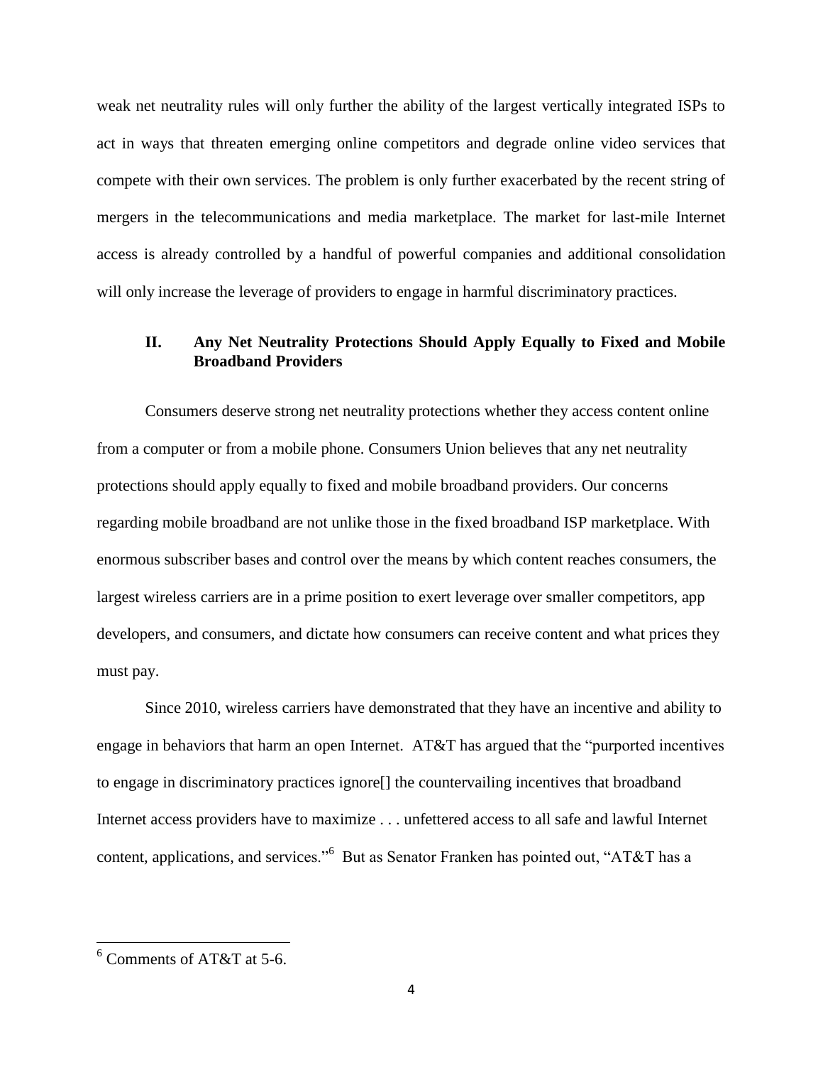weak net neutrality rules will only further the ability of the largest vertically integrated ISPs to act in ways that threaten emerging online competitors and degrade online video services that compete with their own services. The problem is only further exacerbated by the recent string of mergers in the telecommunications and media marketplace. The market for last-mile Internet access is already controlled by a handful of powerful companies and additional consolidation will only increase the leverage of providers to engage in harmful discriminatory practices.

## II. Any Net Neutrality Protections Should Apply Equally to Fixed and Mobile Broadband Providers

Consumers deserve strong net neutrality protections whether they access content online from a computer or from a mobile phone. Consumers Union believes that any net neutrality protections should apply equally to fixed and mobile broadband providers. Our concerns regarding mobile broadband are not unlike those in the fixed broadband ISP marketplace. With enormous subscriber bases and control over the means by which content reaches consumers, the largest wireless carriers are in a prime position to exert leverage over smaller competitors, app developers, and consumers, and dictate how consumers can receive content and what prices they must pay.

Since 2010, wireless carriers have demonstrated that they have an incentive and ability to engage in behaviors that harm an open Internet. AT&T has argued that the "purported incentives to engage in discriminatory practices ignore[] the countervailing incentives that broadband Internet access providers have to maximize . . . unfettered access to all safe and lawful Internet content, applications, and services."[6] But as Senator Franken has pointed out, "AT&T has a

---

[6] Comments of AT&T at 5-6.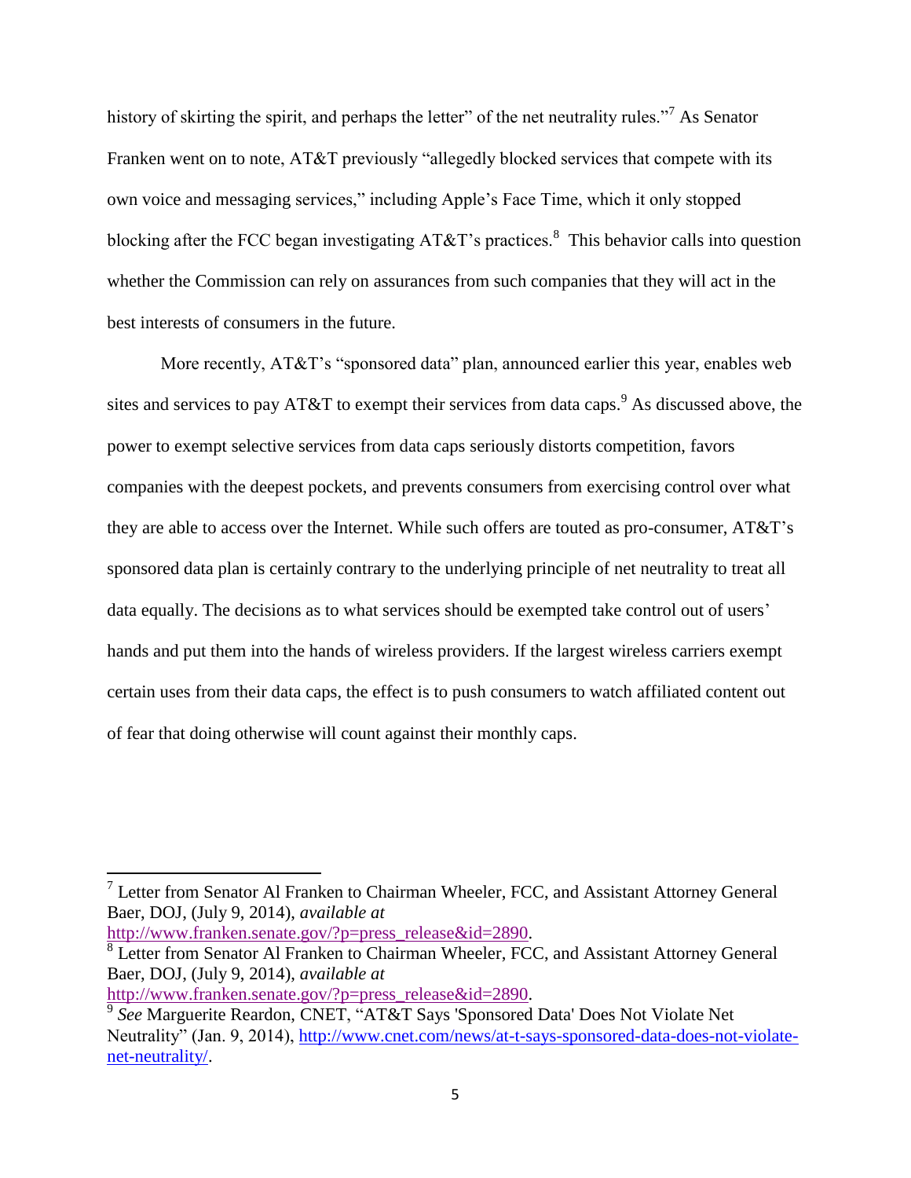history of skirting the spirit, and perhaps the letter" of the net neutrality rules."[7] As Senator Franken went on to note, AT&T previously "allegedly blocked services that compete with its own voice and messaging services," including Apple's Face Time, which it only stopped blocking after the FCC began investigating AT&T's practices.[8] This behavior calls into question whether the Commission can rely on assurances from such companies that they will act in the best interests of consumers in the future.

More recently, AT&T's "sponsored data" plan, announced earlier this year, enables web sites and services to pay AT&T to exempt their services from data caps.[9] As discussed above, the power to exempt selective services from data caps seriously distorts competition, favors companies with the deepest pockets, and prevents consumers from exercising control over what they are able to access over the Internet. While such offers are touted as pro-consumer, AT&T's sponsored data plan is certainly contrary to the underlying principle of net neutrality to treat all data equally. The decisions as to what services should be exempted take control out of users' hands and put them into the hands of wireless providers. If the largest wireless carriers exempt certain uses from their data caps, the effect is to push consumers to watch affiliated content out of fear that doing otherwise will count against their monthly caps.

---

[7] Letter from Senator Al Franken to Chairman Wheeler, FCC, and Assistant Attorney General Baer, DOJ, (July 9, 2014), *available at* http://www.franken.senate.gov/?p=press_release&id=2890.

[8] Letter from Senator Al Franken to Chairman Wheeler, FCC, and Assistant Attorney General Baer, DOJ, (July 9, 2014), *available at* http://www.franken.senate.gov/?p=press_release&id=2890.

[9] *See* Marguerite Reardon, CNET, "AT&T Says 'Sponsored Data' Does Not Violate Net Neutrality" (Jan. 9, 2014), http://www.cnet.com/news/at-t-says-sponsored-data-does-not-violate-net-neutrality/.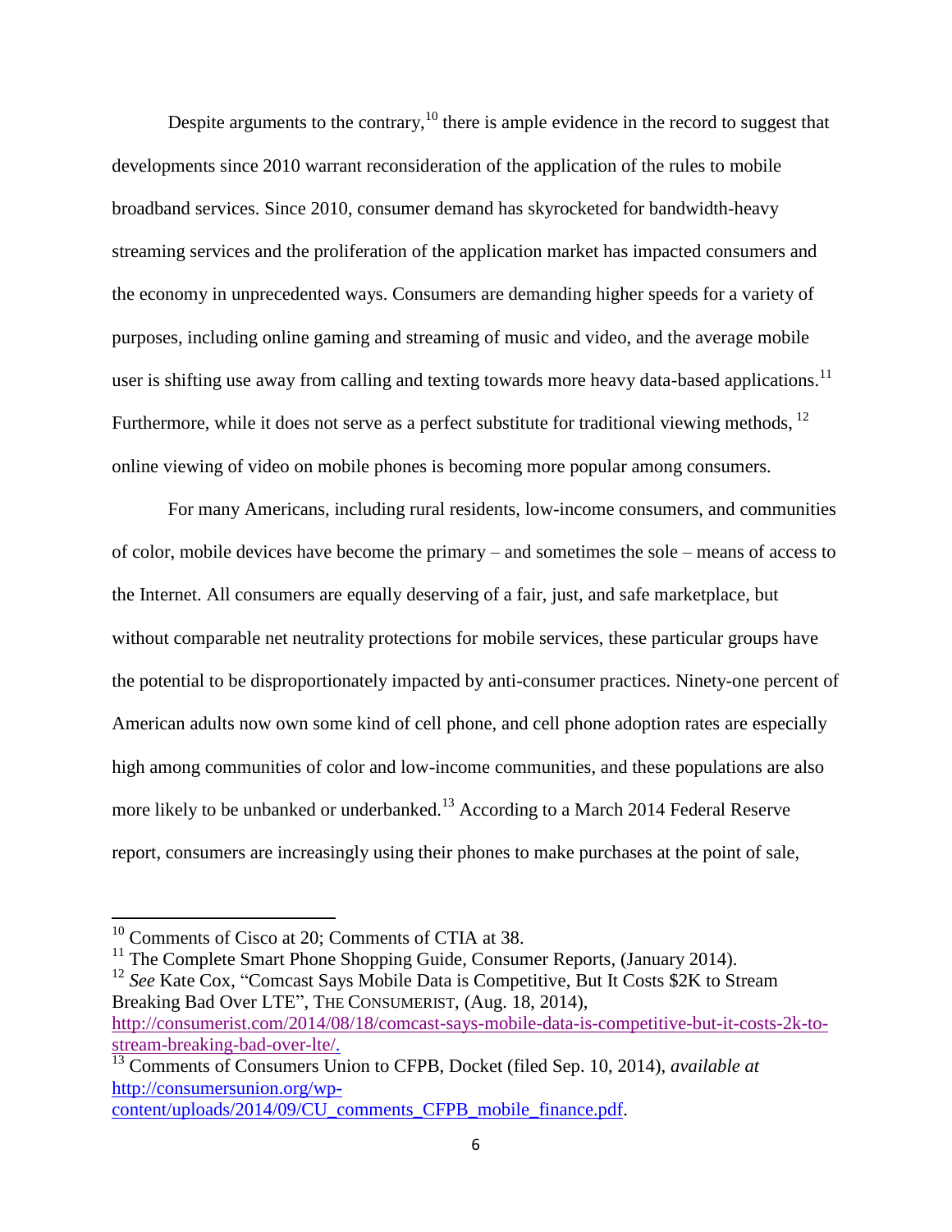Despite arguments to the contrary,[10] there is ample evidence in the record to suggest that developments since 2010 warrant reconsideration of the application of the rules to mobile broadband services. Since 2010, consumer demand has skyrocketed for bandwidth-heavy streaming services and the proliferation of the application market has impacted consumers and the economy in unprecedented ways. Consumers are demanding higher speeds for a variety of purposes, including online gaming and streaming of music and video, and the average mobile user is shifting use away from calling and texting towards more heavy data-based applications.[11] Furthermore, while it does not serve as a perfect substitute for traditional viewing methods, [12] online viewing of video on mobile phones is becoming more popular among consumers.

For many Americans, including rural residents, low-income consumers, and communities of color, mobile devices have become the primary – and sometimes the sole – means of access to the Internet. All consumers are equally deserving of a fair, just, and safe marketplace, but without comparable net neutrality protections for mobile services, these particular groups have the potential to be disproportionately impacted by anti-consumer practices. Ninety-one percent of American adults now own some kind of cell phone, and cell phone adoption rates are especially high among communities of color and low-income communities, and these populations are also more likely to be unbanked or underbanked.[13] According to a March 2014 Federal Reserve report, consumers are increasingly using their phones to make purchases at the point of sale,

---

[10] Comments of Cisco at 20; Comments of CTIA at 38.

[11] The Complete Smart Phone Shopping Guide, Consumer Reports, (January 2014).

[12] *See* Kate Cox, "Comcast Says Mobile Data is Competitive, But It Costs $2K to Stream Breaking Bad Over LTE", THE CONSUMERIST, (Aug. 18, 2014), http://consumerist.com/2014/08/18/comcast-says-mobile-data-is-competitive-but-it-costs-2k-to-stream-breaking-bad-over-lte/.

[13] Comments of Consumers Union to CFPB, Docket (filed Sep. 10, 2014), *available at* http://consumersunion.org/wp-content/uploads/2014/09/CU_comments_CFPB_mobile_finance.pdf.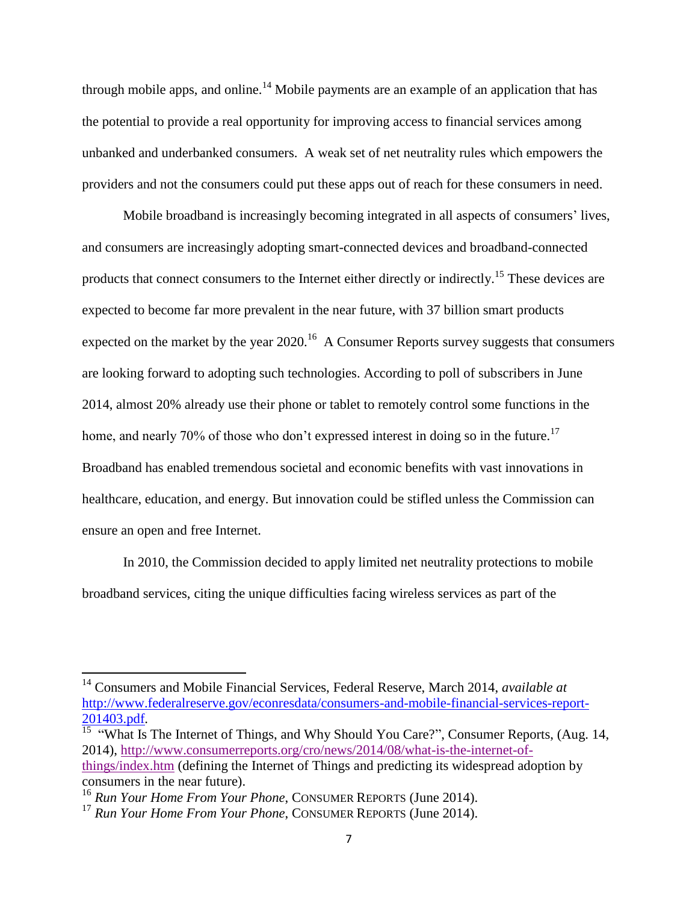through mobile apps, and online.[14] Mobile payments are an example of an application that has the potential to provide a real opportunity for improving access to financial services among unbanked and underbanked consumers. A weak set of net neutrality rules which empowers the providers and not the consumers could put these apps out of reach for these consumers in need.

Mobile broadband is increasingly becoming integrated in all aspects of consumers' lives, and consumers are increasingly adopting smart-connected devices and broadband-connected products that connect consumers to the Internet either directly or indirectly.[15] These devices are expected to become far more prevalent in the near future, with 37 billion smart products expected on the market by the year 2020.[16] A Consumer Reports survey suggests that consumers are looking forward to adopting such technologies. According to poll of subscribers in June 2014, almost 20% already use their phone or tablet to remotely control some functions in the home, and nearly 70% of those who don't expressed interest in doing so in the future.[17] Broadband has enabled tremendous societal and economic benefits with vast innovations in healthcare, education, and energy. But innovation could be stifled unless the Commission can ensure an open and free Internet.

In 2010, the Commission decided to apply limited net neutrality protections to mobile broadband services, citing the unique difficulties facing wireless services as part of the

---

[14] Consumers and Mobile Financial Services, Federal Reserve, March 2014, *available at* http://www.federalreserve.gov/econresdata/consumers-and-mobile-financial-services-report-201403.pdf.

[15] "What Is The Internet of Things, and Why Should You Care?", Consumer Reports, (Aug. 14, 2014), http://www.consumerreports.org/cro/news/2014/08/what-is-the-internet-of-things/index.htm (defining the Internet of Things and predicting its widespread adoption by consumers in the near future).

[16] *Run Your Home From Your Phone*, CONSUMER REPORTS (June 2014).

[17] *Run Your Home From Your Phone*, CONSUMER REPORTS (June 2014).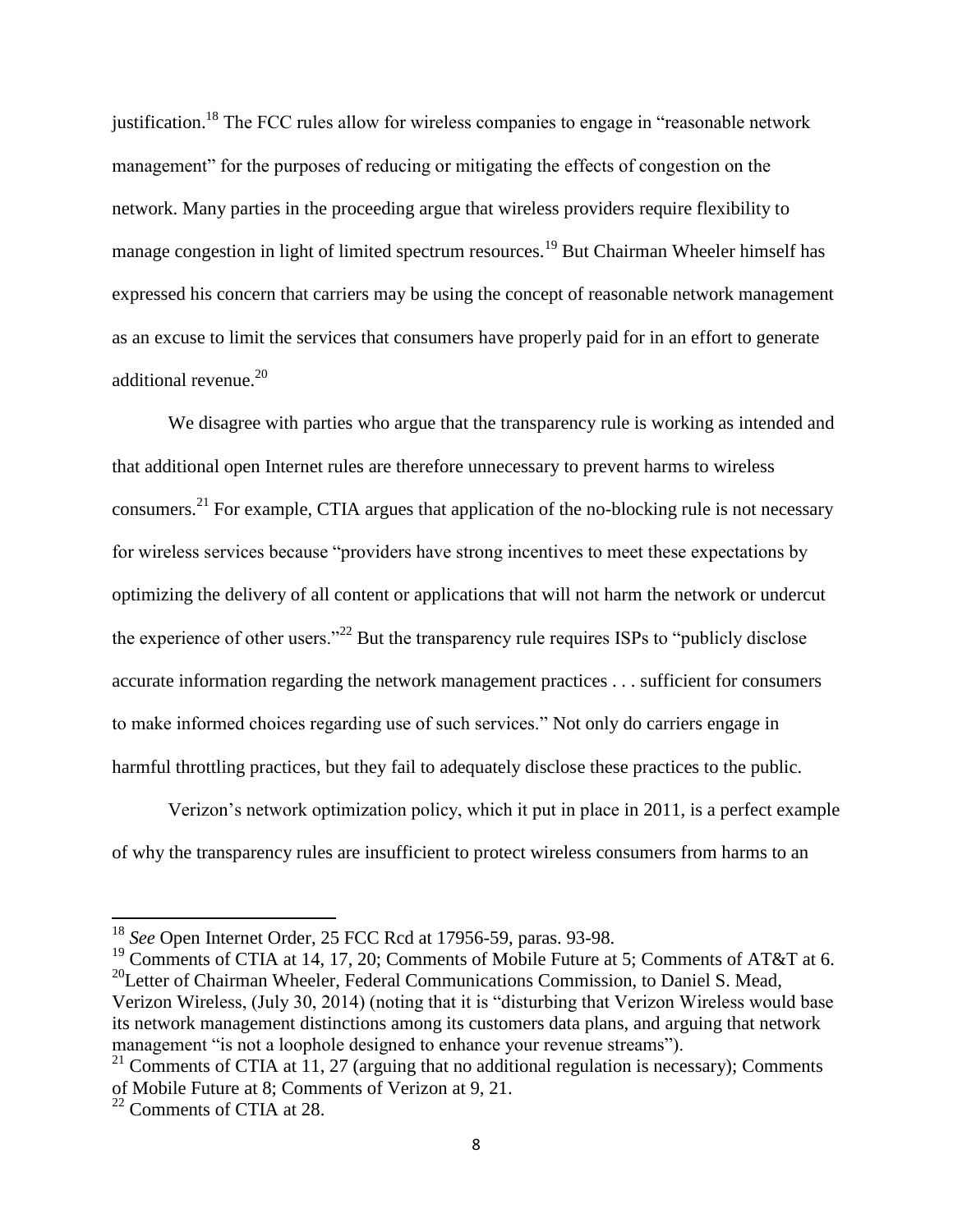justification.[18] The FCC rules allow for wireless companies to engage in "reasonable network management" for the purposes of reducing or mitigating the effects of congestion on the network. Many parties in the proceeding argue that wireless providers require flexibility to manage congestion in light of limited spectrum resources.[19] But Chairman Wheeler himself has expressed his concern that carriers may be using the concept of reasonable network management as an excuse to limit the services that consumers have properly paid for in an effort to generate additional revenue.[20]

We disagree with parties who argue that the transparency rule is working as intended and that additional open Internet rules are therefore unnecessary to prevent harms to wireless consumers.[21] For example, CTIA argues that application of the no-blocking rule is not necessary for wireless services because "providers have strong incentives to meet these expectations by optimizing the delivery of all content or applications that will not harm the network or undercut the experience of other users."[22] But the transparency rule requires ISPs to "publicly disclose accurate information regarding the network management practices . . . sufficient for consumers to make informed choices regarding use of such services." Not only do carriers engage in harmful throttling practices, but they fail to adequately disclose these practices to the public.

Verizon's network optimization policy, which it put in place in 2011, is a perfect example of why the transparency rules are insufficient to protect wireless consumers from harms to an

---

[18] *See* Open Internet Order, 25 FCC Rcd at 17956-59, paras. 93-98.

[19] Comments of CTIA at 14, 17, 20; Comments of Mobile Future at 5; Comments of AT&T at 6.

[20] Letter of Chairman Wheeler, Federal Communications Commission, to Daniel S. Mead, Verizon Wireless, (July 30, 2014) (noting that it is "disturbing that Verizon Wireless would base its network management distinctions among its customers data plans, and arguing that network management "is not a loophole designed to enhance your revenue streams").

[21] Comments of CTIA at 11, 27 (arguing that no additional regulation is necessary); Comments of Mobile Future at 8; Comments of Verizon at 9, 21.

[22] Comments of CTIA at 28.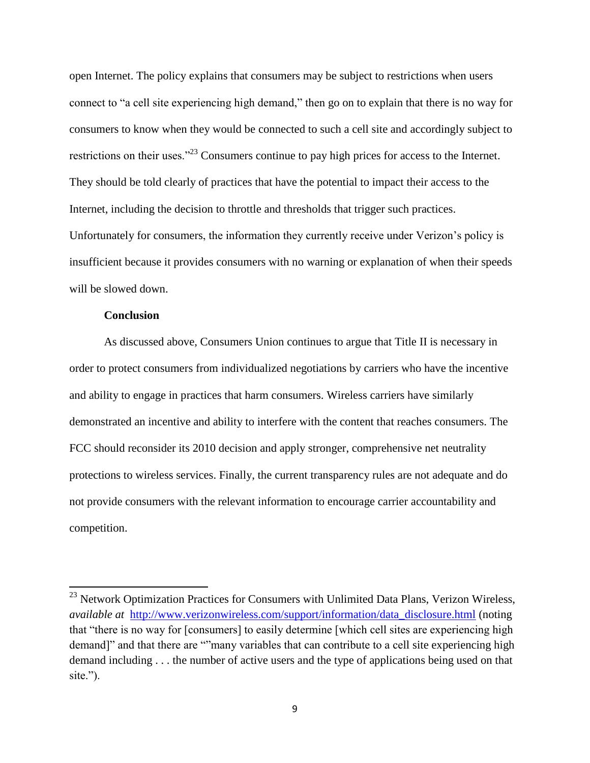open Internet. The policy explains that consumers may be subject to restrictions when users connect to "a cell site experiencing high demand," then go on to explain that there is no way for consumers to know when they would be connected to such a cell site and accordingly subject to restrictions on their uses."[23] Consumers continue to pay high prices for access to the Internet. They should be told clearly of practices that have the potential to impact their access to the Internet, including the decision to throttle and thresholds that trigger such practices. Unfortunately for consumers, the information they currently receive under Verizon's policy is insufficient because it provides consumers with no warning or explanation of when their speeds will be slowed down.

**Conclusion**

As discussed above, Consumers Union continues to argue that Title II is necessary in order to protect consumers from individualized negotiations by carriers who have the incentive and ability to engage in practices that harm consumers. Wireless carriers have similarly demonstrated an incentive and ability to interfere with the content that reaches consumers. The FCC should reconsider its 2010 decision and apply stronger, comprehensive net neutrality protections to wireless services. Finally, the current transparency rules are not adequate and do not provide consumers with the relevant information to encourage carrier accountability and competition.

---

[23] Network Optimization Practices for Consumers with Unlimited Data Plans, Verizon Wireless, *available at* http://www.verizonwireless.com/support/information/data_disclosure.html (noting that "there is no way for [consumers] to easily determine [which cell sites are experiencing high demand]" and that there are ""many variables that can contribute to a cell site experiencing high demand including . . . the number of active users and the type of applications being used on that site.").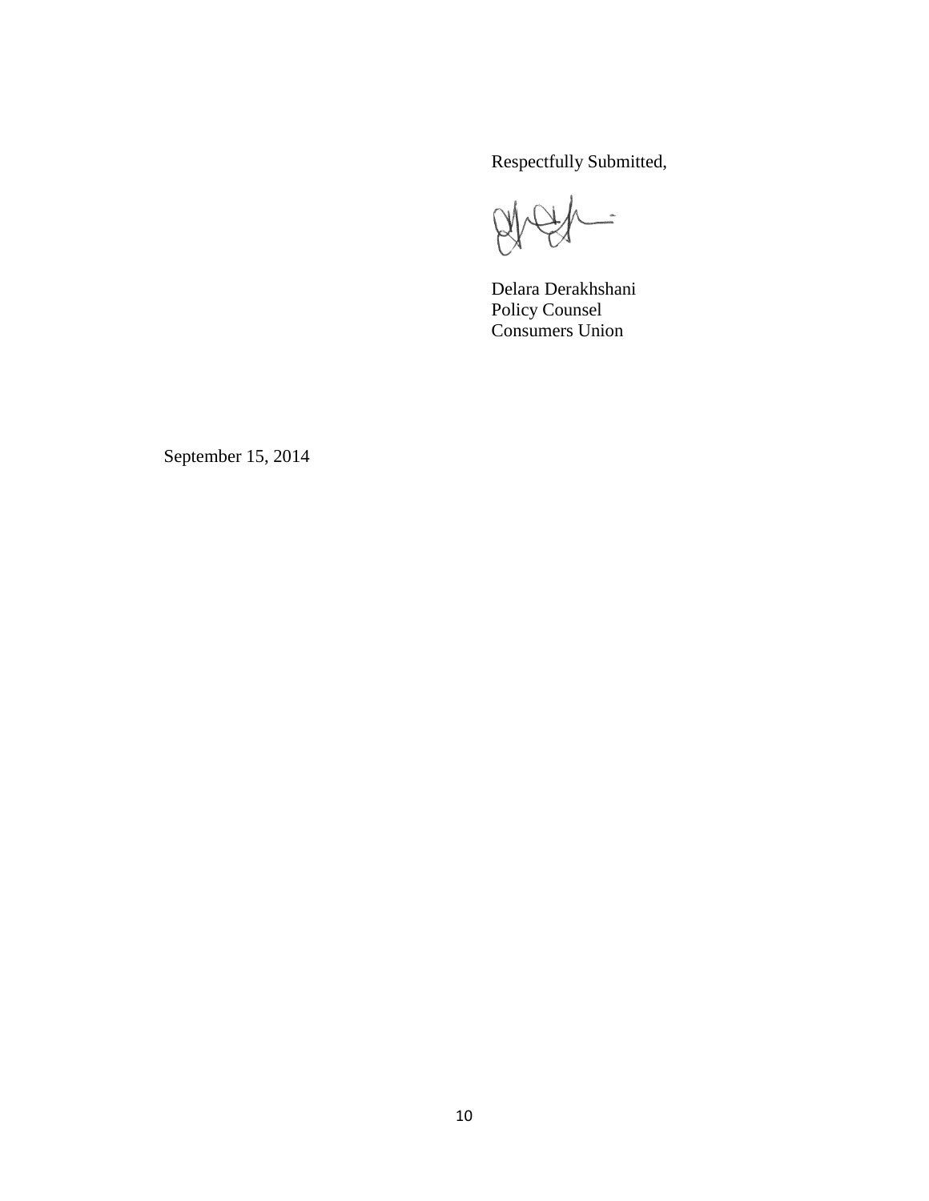Respectfully Submitted,

Delara Derakhshani
Policy Counsel
Consumers Union

September 15, 2014